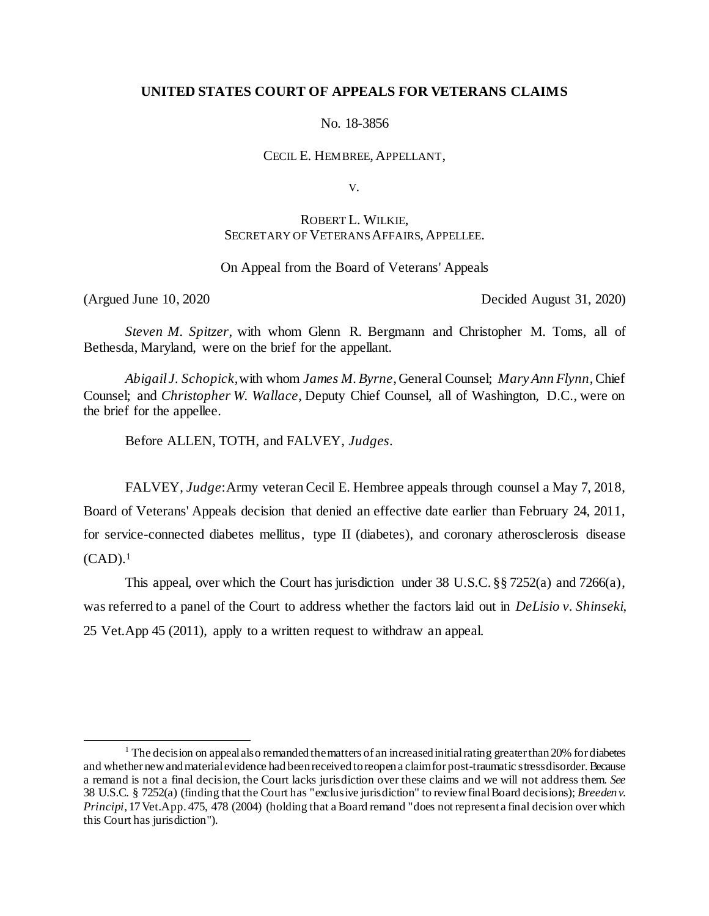**UNITED STATES COURT OF APPEALS FOR VETERANS CLAIMS**

No. 18-3856

CECIL E. HEMBREE, APPELLANT,

V.

ROBERT L. WILKIE,
SECRETARY OF VETERANS AFFAIRS, APPELLEE.

On Appeal from the Board of Veterans' Appeals

(Argued June 10, 2020 Decided August 31, 2020)

*Steven M. Spitzer*, with whom Glenn R. Bergmann and Christopher M. Toms, all of Bethesda, Maryland, were on the brief for the appellant.

*Abigail J. Schopick*, with whom *James M. Byrne*, General Counsel; *Mary Ann Flynn*, Chief Counsel; and *Christopher W. Wallace*, Deputy Chief Counsel, all of Washington, D.C., were on the brief for the appellee.

Before ALLEN, TOTH, and FALVEY, *Judges*.

FALVEY, *Judge*: Army veteran Cecil E. Hembree appeals through counsel a May 7, 2018, Board of Veterans' Appeals decision that denied an effective date earlier than February 24, 2011, for service-connected diabetes mellitus, type II (diabetes), and coronary atherosclerosis disease (CAD).[1]

This appeal, over which the Court has jurisdiction under 38 U.S.C. §§ 7252(a) and 7266(a), was referred to a panel of the Court to address whether the factors laid out in *DeLisio v. Shinseki*, 25 Vet.App 45 (2011), apply to a written request to withdraw an appeal.

[1] The decision on appeal also remanded the matters of an increased initial rating greater than 20% for diabetes and whether new and material evidence had been received to reopen a claim for post-traumatic stress disorder. Because a remand is not a final decision, the Court lacks jurisdiction over these claims and we will not address them. *See* 38 U.S.C. § 7252(a) (finding that the Court has "exclusive jurisdiction" to review final Board decisions); *Breeden v. Principi*, 17 Vet.App. 475, 478 (2004) (holding that a Board remand "does not represent a final decision over which this Court has jurisdiction").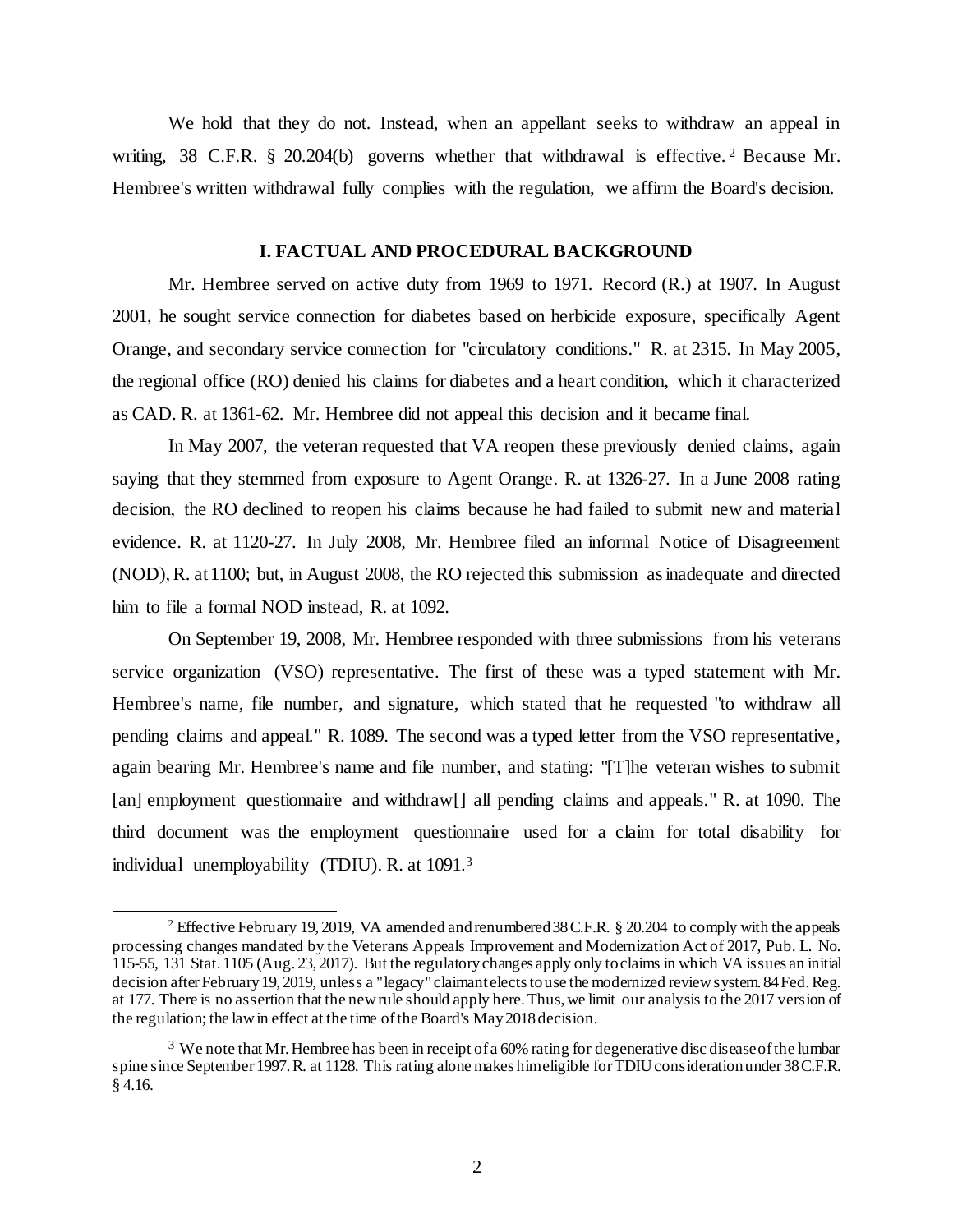We hold that they do not. Instead, when an appellant seeks to withdraw an appeal in writing, 38 C.F.R. § 20.204(b) governs whether that withdrawal is effective.[2] Because Mr. Hembree's written withdrawal fully complies with the regulation, we affirm the Board's decision.

## I. FACTUAL AND PROCEDURAL BACKGROUND

Mr. Hembree served on active duty from 1969 to 1971. Record (R.) at 1907. In August 2001, he sought service connection for diabetes based on herbicide exposure, specifically Agent Orange, and secondary service connection for "circulatory conditions." R. at 2315. In May 2005, the regional office (RO) denied his claims for diabetes and a heart condition, which it characterized as CAD. R. at 1361-62. Mr. Hembree did not appeal this decision and it became final.

In May 2007, the veteran requested that VA reopen these previously denied claims, again saying that they stemmed from exposure to Agent Orange. R. at 1326-27. In a June 2008 rating decision, the RO declined to reopen his claims because he had failed to submit new and material evidence. R. at 1120-27. In July 2008, Mr. Hembree filed an informal Notice of Disagreement (NOD), R. at 1100; but, in August 2008, the RO rejected this submission as inadequate and directed him to file a formal NOD instead, R. at 1092.

On September 19, 2008, Mr. Hembree responded with three submissions from his veterans service organization (VSO) representative. The first of these was a typed statement with Mr. Hembree's name, file number, and signature, which stated that he requested "to withdraw all pending claims and appeal." R. 1089. The second was a typed letter from the VSO representative, again bearing Mr. Hembree's name and file number, and stating: "[T]he veteran wishes to submit [an] employment questionnaire and withdraw[] all pending claims and appeals." R. at 1090. The third document was the employment questionnaire used for a claim for total disability for individual unemployability (TDIU). R. at 1091.[3]

---

[2] Effective February 19, 2019, VA amended and renumbered 38 C.F.R. § 20.204 to comply with the appeals processing changes mandated by the Veterans Appeals Improvement and Modernization Act of 2017, Pub. L. No. 115-55, 131 Stat. 1105 (Aug. 23, 2017). But the regulatory changes apply only to claims in which VA issues an initial decision after February 19, 2019, unless a "legacy" claimant elects to use the modernized review system. 84 Fed. Reg. at 177. There is no assertion that the new rule should apply here. Thus, we limit our analysis to the 2017 version of the regulation; the law in effect at the time of the Board's May 2018 decision.

[3] We note that Mr. Hembree has been in receipt of a 60% rating for degenerative disc disease of the lumbar spine since September 1997. R. at 1128. This rating alone makes him eligible for TDIU consideration under 38 C.F.R. § 4.16.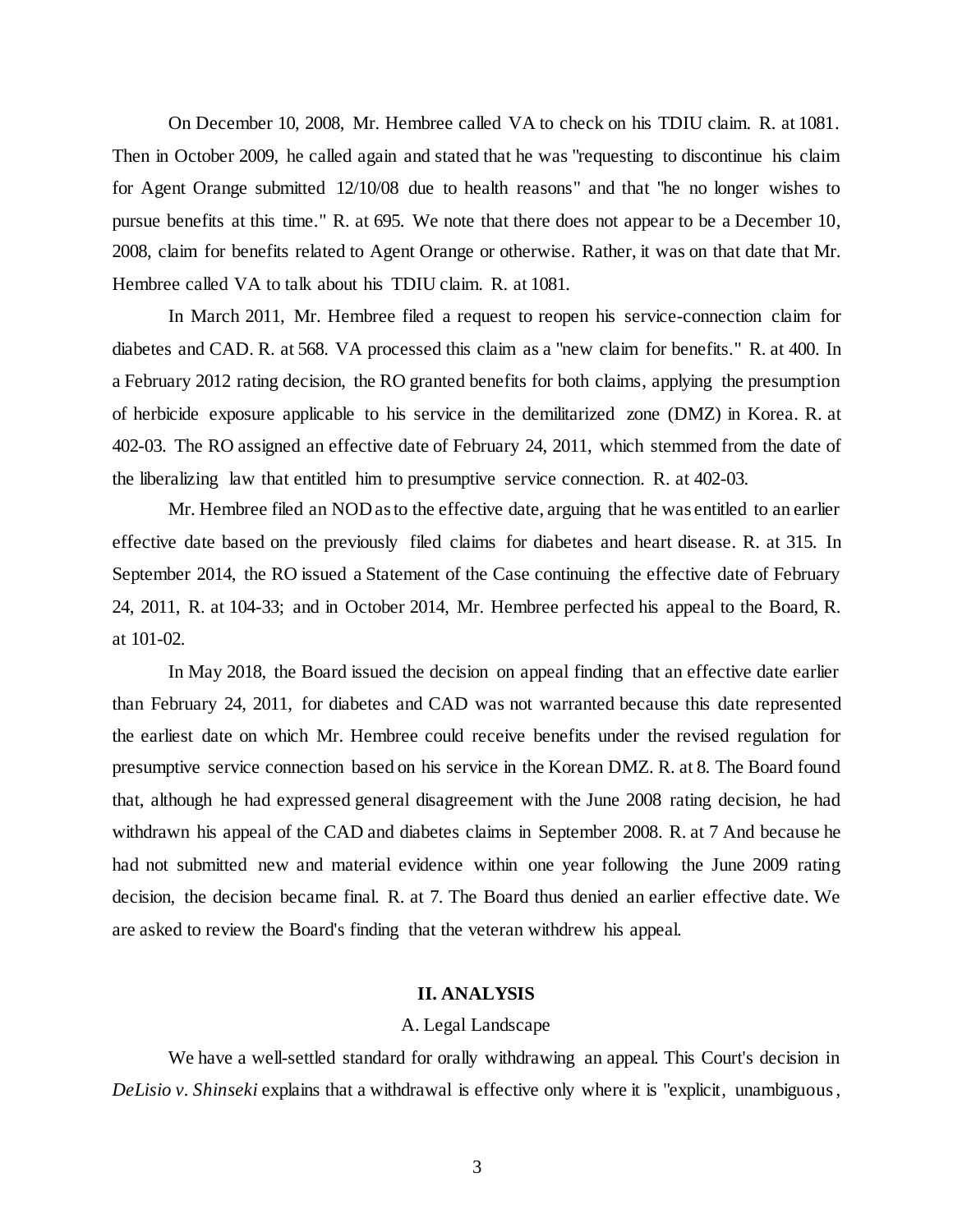On December 10, 2008, Mr. Hembree called VA to check on his TDIU claim. R. at 1081. Then in October 2009, he called again and stated that he was "requesting to discontinue his claim for Agent Orange submitted 12/10/08 due to health reasons" and that "he no longer wishes to pursue benefits at this time." R. at 695. We note that there does not appear to be a December 10, 2008, claim for benefits related to Agent Orange or otherwise. Rather, it was on that date that Mr. Hembree called VA to talk about his TDIU claim. R. at 1081.

In March 2011, Mr. Hembree filed a request to reopen his service-connection claim for diabetes and CAD. R. at 568. VA processed this claim as a "new claim for benefits." R. at 400. In a February 2012 rating decision, the RO granted benefits for both claims, applying the presumption of herbicide exposure applicable to his service in the demilitarized zone (DMZ) in Korea. R. at 402-03. The RO assigned an effective date of February 24, 2011, which stemmed from the date of the liberalizing law that entitled him to presumptive service connection. R. at 402-03.

Mr. Hembree filed an NOD as to the effective date, arguing that he was entitled to an earlier effective date based on the previously filed claims for diabetes and heart disease. R. at 315. In September 2014, the RO issued a Statement of the Case continuing the effective date of February 24, 2011, R. at 104-33; and in October 2014, Mr. Hembree perfected his appeal to the Board, R. at 101-02.

In May 2018, the Board issued the decision on appeal finding that an effective date earlier than February 24, 2011, for diabetes and CAD was not warranted because this date represented the earliest date on which Mr. Hembree could receive benefits under the revised regulation for presumptive service connection based on his service in the Korean DMZ. R. at 8. The Board found that, although he had expressed general disagreement with the June 2008 rating decision, he had withdrawn his appeal of the CAD and diabetes claims in September 2008. R. at 7 And because he had not submitted new and material evidence within one year following the June 2009 rating decision, the decision became final. R. at 7. The Board thus denied an earlier effective date. We are asked to review the Board's finding that the veteran withdrew his appeal.

## II. ANALYSIS

### A. Legal Landscape

We have a well-settled standard for orally withdrawing an appeal. This Court's decision in *DeLisio v. Shinseki* explains that a withdrawal is effective only where it is "explicit, unambiguous,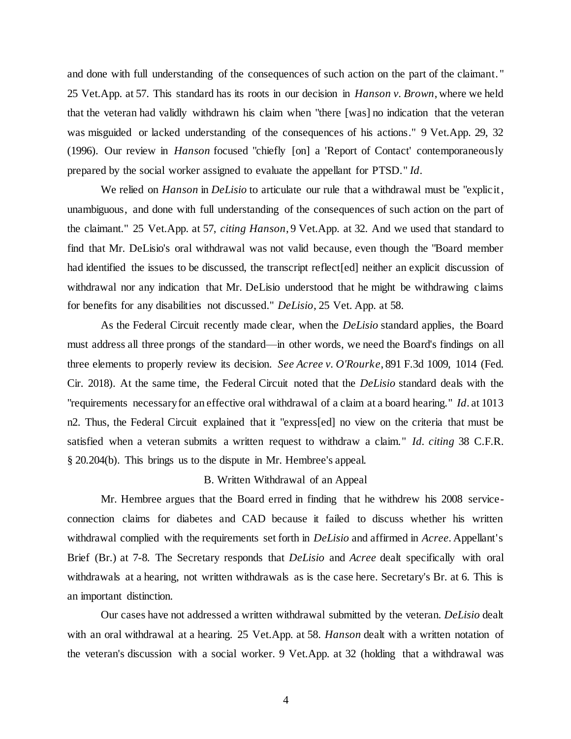and done with full understanding of the consequences of such action on the part of the claimant." 25 Vet.App. at 57. This standard has its roots in our decision in *Hanson v. Brown*, where we held that the veteran had validly withdrawn his claim when "there [was] no indication that the veteran was misguided or lacked understanding of the consequences of his actions." 9 Vet.App. 29, 32 (1996). Our review in *Hanson* focused "chiefly [on] a 'Report of Contact' contemporaneously prepared by the social worker assigned to evaluate the appellant for PTSD." *Id*.

We relied on *Hanson* in *DeLisio* to articulate our rule that a withdrawal must be "explicit, unambiguous, and done with full understanding of the consequences of such action on the part of the claimant." 25 Vet.App. at 57, *citing Hanson*, 9 Vet.App. at 32. And we used that standard to find that Mr. DeLisio's oral withdrawal was not valid because, even though the "Board member had identified the issues to be discussed, the transcript reflect[ed] neither an explicit discussion of withdrawal nor any indication that Mr. DeLisio understood that he might be withdrawing claims for benefits for any disabilities not discussed." *DeLisio*, 25 Vet. App. at 58.

As the Federal Circuit recently made clear, when the *DeLisio* standard applies, the Board must address all three prongs of the standard—in other words, we need the Board's findings on all three elements to properly review its decision. *See Acree v. O'Rourke*, 891 F.3d 1009, 1014 (Fed. Cir. 2018). At the same time, the Federal Circuit noted that the *DeLisio* standard deals with the "requirements necessary for an effective oral withdrawal of a claim at a board hearing." *Id*. at 1013 n2. Thus, the Federal Circuit explained that it "express[ed] no view on the criteria that must be satisfied when a veteran submits a written request to withdraw a claim." *Id*. *citing* 38 C.F.R. § 20.204(b). This brings us to the dispute in Mr. Hembree's appeal.

### B. Written Withdrawal of an Appeal

Mr. Hembree argues that the Board erred in finding that he withdrew his 2008 service-connection claims for diabetes and CAD because it failed to discuss whether his written withdrawal complied with the requirements set forth in *DeLisio* and affirmed in *Acree*. Appellant's Brief (Br.) at 7-8. The Secretary responds that *DeLisio* and *Acree* dealt specifically with oral withdrawals at a hearing, not written withdrawals as is the case here. Secretary's Br. at 6. This is an important distinction.

Our cases have not addressed a written withdrawal submitted by the veteran. *DeLisio* dealt with an oral withdrawal at a hearing. 25 Vet.App. at 58. *Hanson* dealt with a written notation of the veteran's discussion with a social worker. 9 Vet.App. at 32 (holding that a withdrawal was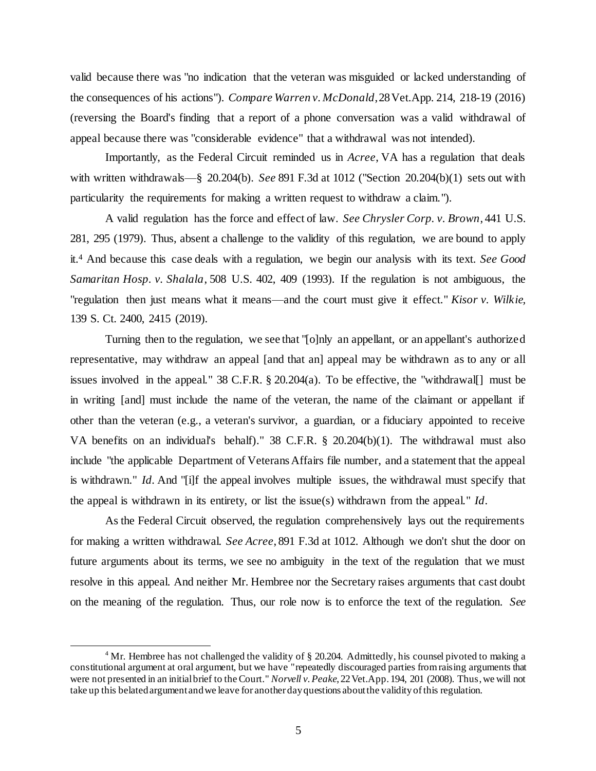valid because there was "no indication that the veteran was misguided or lacked understanding of the consequences of his actions"). *Compare Warren v. McDonald*, 28 Vet.App. 214, 218-19 (2016) (reversing the Board's finding that a report of a phone conversation was a valid withdrawal of appeal because there was "considerable evidence" that a withdrawal was not intended).

Importantly, as the Federal Circuit reminded us in *Acree*, VA has a regulation that deals with written withdrawals—§ 20.204(b). *See* 891 F.3d at 1012 ("Section 20.204(b)(1) sets out with particularity the requirements for making a written request to withdraw a claim.").

A valid regulation has the force and effect of law. *See Chrysler Corp. v. Brown*, 441 U.S. 281, 295 (1979). Thus, absent a challenge to the validity of this regulation, we are bound to apply it.[4] And because this case deals with a regulation, we begin our analysis with its text. *See Good Samaritan Hosp. v. Shalala*, 508 U.S. 402, 409 (1993). If the regulation is not ambiguous, the "regulation then just means what it means—and the court must give it effect." *Kisor v. Wilkie*, 139 S. Ct. 2400, 2415 (2019).

Turning then to the regulation, we see that "[o]nly an appellant, or an appellant's authorized representative, may withdraw an appeal [and that an] appeal may be withdrawn as to any or all issues involved in the appeal." 38 C.F.R. § 20.204(a). To be effective, the "withdrawal[] must be in writing [and] must include the name of the veteran, the name of the claimant or appellant if other than the veteran (e.g., a veteran's survivor, a guardian, or a fiduciary appointed to receive VA benefits on an individual's behalf)." 38 C.F.R. § 20.204(b)(1). The withdrawal must also include "the applicable Department of Veterans Affairs file number, and a statement that the appeal is withdrawn." *Id*. And "[i]f the appeal involves multiple issues, the withdrawal must specify that the appeal is withdrawn in its entirety, or list the issue(s) withdrawn from the appeal." *Id*.

As the Federal Circuit observed, the regulation comprehensively lays out the requirements for making a written withdrawal. *See Acree*, 891 F.3d at 1012. Although we don't shut the door on future arguments about its terms, we see no ambiguity in the text of the regulation that we must resolve in this appeal. And neither Mr. Hembree nor the Secretary raises arguments that cast doubt on the meaning of the regulation. Thus, our role now is to enforce the text of the regulation. *See*

---

[4] Mr. Hembree has not challenged the validity of § 20.204. Admittedly, his counsel pivoted to making a constitutional argument at oral argument, but we have "repeatedly discouraged parties from raising arguments that were not presented in an initial brief to the Court." *Norvell v. Peake*, 22 Vet.App. 194, 201 (2008). Thus, we will not take up this belated argument and we leave for another day questions about the validity of this regulation.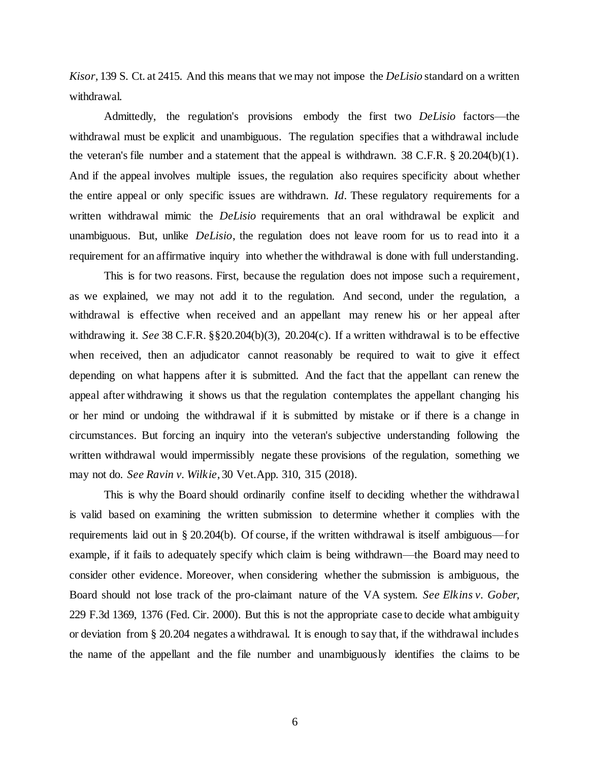*Kisor*, 139 S. Ct. at 2415. And this means that we may not impose the *DeLisio* standard on a written withdrawal.

Admittedly, the regulation's provisions embody the first two *DeLisio* factors—the withdrawal must be explicit and unambiguous. The regulation specifies that a withdrawal include the veteran's file number and a statement that the appeal is withdrawn. 38 C.F.R. § 20.204(b)(1). And if the appeal involves multiple issues, the regulation also requires specificity about whether the entire appeal or only specific issues are withdrawn. *Id*. These regulatory requirements for a written withdrawal mimic the *DeLisio* requirements that an oral withdrawal be explicit and unambiguous. But, unlike *DeLisio*, the regulation does not leave room for us to read into it a requirement for an affirmative inquiry into whether the withdrawal is done with full understanding.

This is for two reasons. First, because the regulation does not impose such a requirement, as we explained, we may not add it to the regulation. And second, under the regulation, a withdrawal is effective when received and an appellant may renew his or her appeal after withdrawing it. *See* 38 C.F.R. §§ 20.204(b)(3), 20.204(c). If a written withdrawal is to be effective when received, then an adjudicator cannot reasonably be required to wait to give it effect depending on what happens after it is submitted. And the fact that the appellant can renew the appeal after withdrawing it shows us that the regulation contemplates the appellant changing his or her mind or undoing the withdrawal if it is submitted by mistake or if there is a change in circumstances. But forcing an inquiry into the veteran's subjective understanding following the written withdrawal would impermissibly negate these provisions of the regulation, something we may not do. *See Ravin v. Wilkie*, 30 Vet.App. 310, 315 (2018).

This is why the Board should ordinarily confine itself to deciding whether the withdrawal is valid based on examining the written submission to determine whether it complies with the requirements laid out in § 20.204(b). Of course, if the written withdrawal is itself ambiguous—for example, if it fails to adequately specify which claim is being withdrawn—the Board may need to consider other evidence. Moreover, when considering whether the submission is ambiguous, the Board should not lose track of the pro-claimant nature of the VA system. *See Elkins v. Gober*, 229 F.3d 1369, 1376 (Fed. Cir. 2000). But this is not the appropriate case to decide what ambiguity or deviation from § 20.204 negates a withdrawal. It is enough to say that, if the withdrawal includes the name of the appellant and the file number and unambiguously identifies the claims to be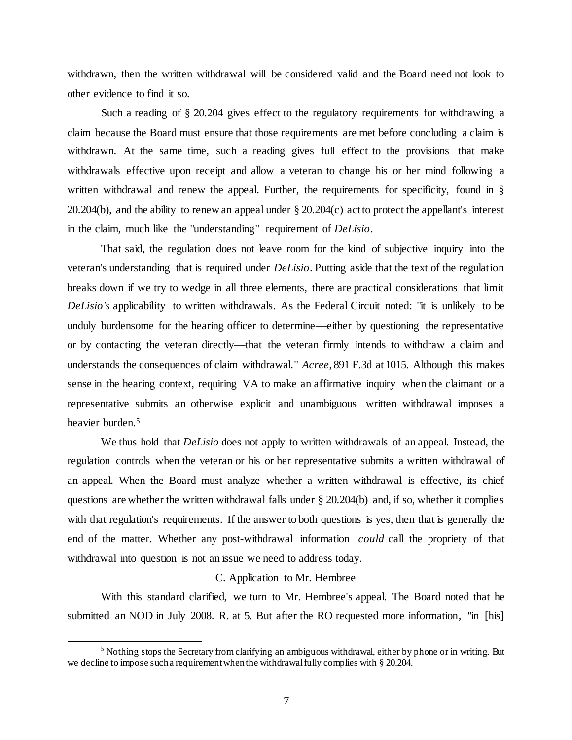withdrawn, then the written withdrawal will be considered valid and the Board need not look to other evidence to find it so.

Such a reading of § 20.204 gives effect to the regulatory requirements for withdrawing a claim because the Board must ensure that those requirements are met before concluding a claim is withdrawn. At the same time, such a reading gives full effect to the provisions that make withdrawals effective upon receipt and allow a veteran to change his or her mind following a written withdrawal and renew the appeal. Further, the requirements for specificity, found in § 20.204(b), and the ability to renew an appeal under § 20.204(c) act to protect the appellant's interest in the claim, much like the "understanding" requirement of *DeLisio*.

That said, the regulation does not leave room for the kind of subjective inquiry into the veteran's understanding that is required under *DeLisio*. Putting aside that the text of the regulation breaks down if we try to wedge in all three elements, there are practical considerations that limit *DeLisio's* applicability to written withdrawals. As the Federal Circuit noted: "it is unlikely to be unduly burdensome for the hearing officer to determine—either by questioning the representative or by contacting the veteran directly—that the veteran firmly intends to withdraw a claim and understands the consequences of claim withdrawal." *Acree*, 891 F.3d at 1015. Although this makes sense in the hearing context, requiring VA to make an affirmative inquiry when the claimant or a representative submits an otherwise explicit and unambiguous written withdrawal imposes a heavier burden.[5]

We thus hold that *DeLisio* does not apply to written withdrawals of an appeal. Instead, the regulation controls when the veteran or his or her representative submits a written withdrawal of an appeal. When the Board must analyze whether a written withdrawal is effective, its chief questions are whether the written withdrawal falls under § 20.204(b) and, if so, whether it complies with that regulation's requirements. If the answer to both questions is yes, then that is generally the end of the matter. Whether any post-withdrawal information *could* call the propriety of that withdrawal into question is not an issue we need to address today.

C. Application to Mr. Hembree

With this standard clarified, we turn to Mr. Hembree's appeal. The Board noted that he submitted an NOD in July 2008. R. at 5. But after the RO requested more information, "in [his]

[5] Nothing stops the Secretary from clarifying an ambiguous withdrawal, either by phone or in writing. But we decline to impose such a requirement when the withdrawal fully complies with § 20.204.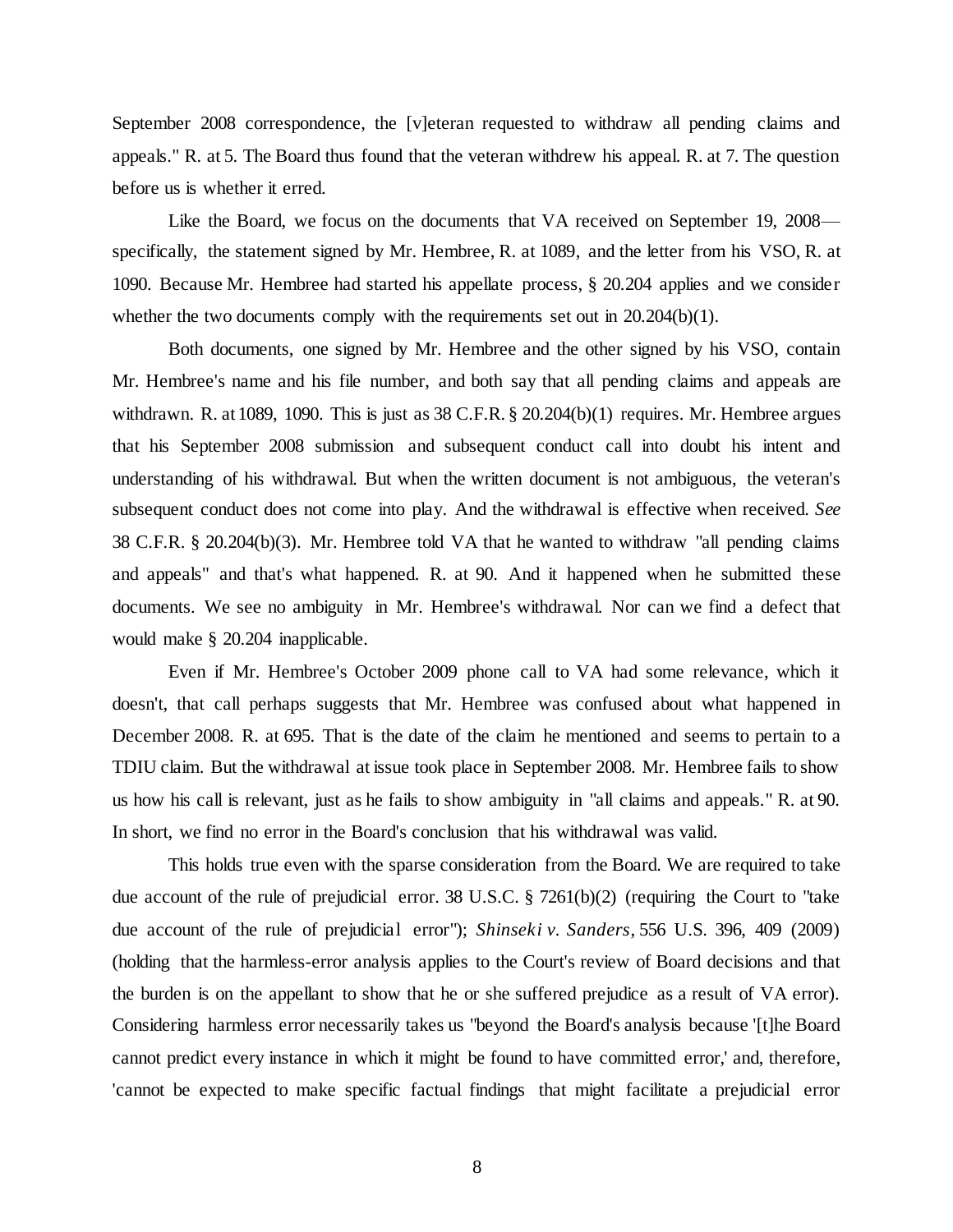September 2008 correspondence, the [v]eteran requested to withdraw all pending claims and appeals." R. at 5. The Board thus found that the veteran withdrew his appeal. R. at 7. The question before us is whether it erred.

Like the Board, we focus on the documents that VA received on September 19, 2008—specifically, the statement signed by Mr. Hembree, R. at 1089, and the letter from his VSO, R. at 1090. Because Mr. Hembree had started his appellate process, § 20.204 applies and we consider whether the two documents comply with the requirements set out in 20.204(b)(1).

Both documents, one signed by Mr. Hembree and the other signed by his VSO, contain Mr. Hembree's name and his file number, and both say that all pending claims and appeals are withdrawn. R. at 1089, 1090. This is just as 38 C.F.R. § 20.204(b)(1) requires. Mr. Hembree argues that his September 2008 submission and subsequent conduct call into doubt his intent and understanding of his withdrawal. But when the written document is not ambiguous, the veteran's subsequent conduct does not come into play. And the withdrawal is effective when received. *See* 38 C.F.R. § 20.204(b)(3). Mr. Hembree told VA that he wanted to withdraw "all pending claims and appeals" and that's what happened. R. at 90. And it happened when he submitted these documents. We see no ambiguity in Mr. Hembree's withdrawal. Nor can we find a defect that would make § 20.204 inapplicable.

Even if Mr. Hembree's October 2009 phone call to VA had some relevance, which it doesn't, that call perhaps suggests that Mr. Hembree was confused about what happened in December 2008. R. at 695. That is the date of the claim he mentioned and seems to pertain to a TDIU claim. But the withdrawal at issue took place in September 2008. Mr. Hembree fails to show us how his call is relevant, just as he fails to show ambiguity in "all claims and appeals." R. at 90. In short, we find no error in the Board's conclusion that his withdrawal was valid.

This holds true even with the sparse consideration from the Board. We are required to take due account of the rule of prejudicial error. 38 U.S.C. § 7261(b)(2) (requiring the Court to "take due account of the rule of prejudicial error"); *Shinseki v. Sanders*, 556 U.S. 396, 409 (2009) (holding that the harmless-error analysis applies to the Court's review of Board decisions and that the burden is on the appellant to show that he or she suffered prejudice as a result of VA error). Considering harmless error necessarily takes us "beyond the Board's analysis because '[t]he Board cannot predict every instance in which it might be found to have committed error,' and, therefore, 'cannot be expected to make specific factual findings that might facilitate a prejudicial error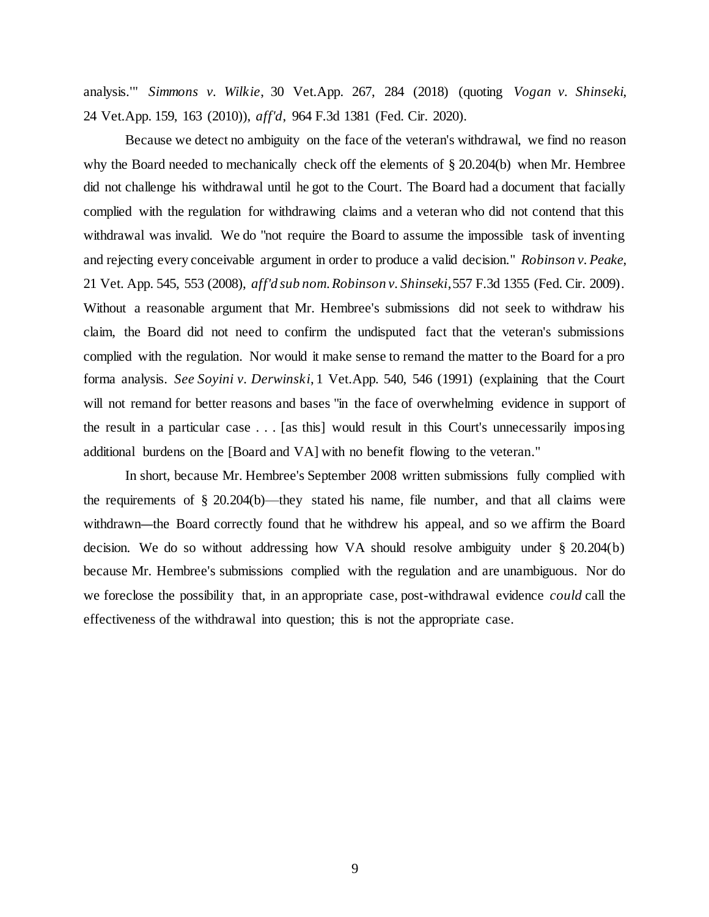analysis.'" *Simmons v. Wilkie*, 30 Vet.App. 267, 284 (2018) (quoting *Vogan v. Shinseki*, 24 Vet.App. 159, 163 (2010)), *aff'd*, 964 F.3d 1381 (Fed. Cir. 2020).

Because we detect no ambiguity on the face of the veteran's withdrawal, we find no reason why the Board needed to mechanically check off the elements of § 20.204(b) when Mr. Hembree did not challenge his withdrawal until he got to the Court. The Board had a document that facially complied with the regulation for withdrawing claims and a veteran who did not contend that this withdrawal was invalid. We do "not require the Board to assume the impossible task of inventing and rejecting every conceivable argument in order to produce a valid decision." *Robinson v. Peake*, 21 Vet. App. 545, 553 (2008), *aff'd sub nom. Robinson v. Shinseki*, 557 F.3d 1355 (Fed. Cir. 2009). Without a reasonable argument that Mr. Hembree's submissions did not seek to withdraw his claim, the Board did not need to confirm the undisputed fact that the veteran's submissions complied with the regulation. Nor would it make sense to remand the matter to the Board for a pro forma analysis. *See Soyini v. Derwinski*, 1 Vet.App. 540, 546 (1991) (explaining that the Court will not remand for better reasons and bases "in the face of overwhelming evidence in support of the result in a particular case . . . [as this] would result in this Court's unnecessarily imposing additional burdens on the [Board and VA] with no benefit flowing to the veteran."

In short, because Mr. Hembree's September 2008 written submissions fully complied with the requirements of § 20.204(b)—they stated his name, file number, and that all claims were withdrawn—the Board correctly found that he withdrew his appeal, and so we affirm the Board decision. We do so without addressing how VA should resolve ambiguity under § 20.204(b) because Mr. Hembree's submissions complied with the regulation and are unambiguous. Nor do we foreclose the possibility that, in an appropriate case, post-withdrawal evidence *could* call the effectiveness of the withdrawal into question; this is not the appropriate case.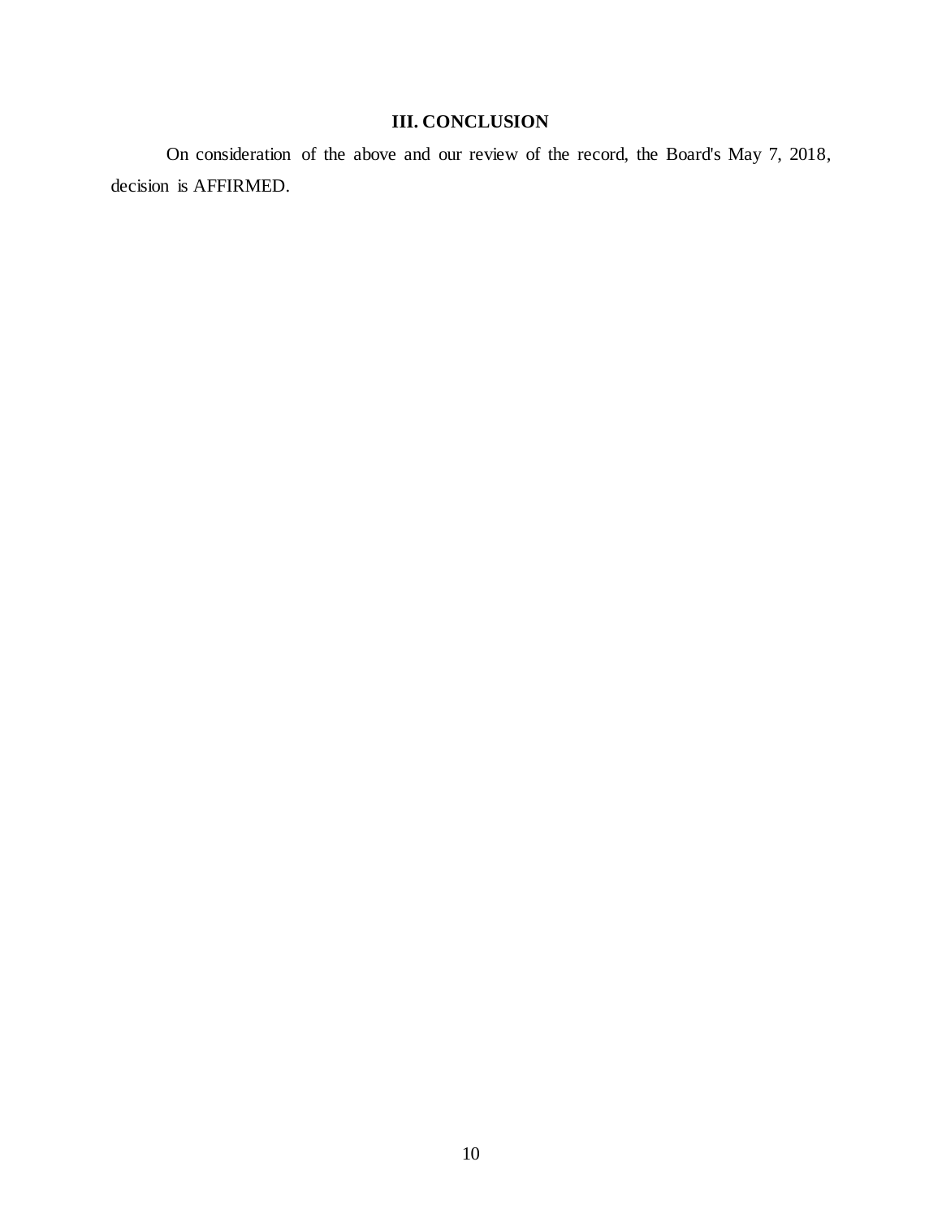## III. CONCLUSION

On consideration of the above and our review of the record, the Board's May 7, 2018, decision is AFFIRMED.